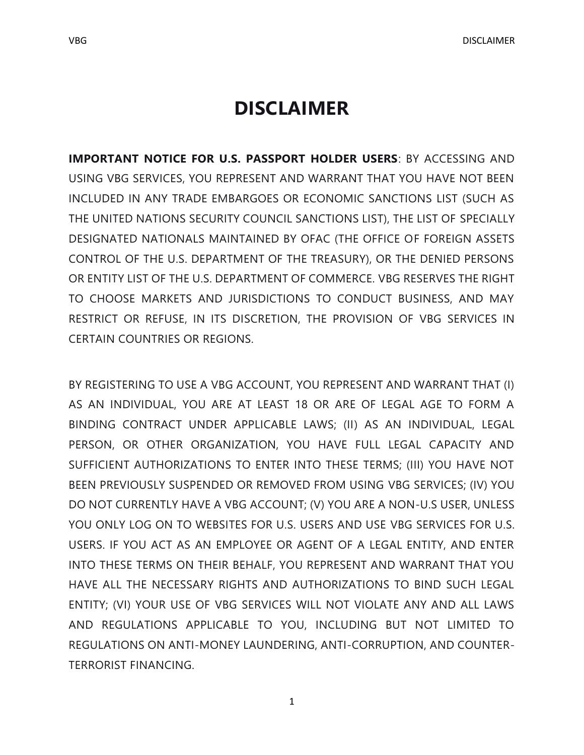# DISCLAIMER

**IMPORTANT NOTICE FOR U.S. PASSPORT HOLDER USERS**: BY ACCESSING AND USING VBG SERVICES, YOU REPRESENT AND WARRANT THAT YOU HAVE NOT BEEN INCLUDED IN ANY TRADE EMBARGOES OR ECONOMIC SANCTIONS LIST (SUCH AS THE UNITED NATIONS SECURITY COUNCIL SANCTIONS LIST), THE LIST OF SPECIALLY DESIGNATED NATIONALS MAINTAINED BY OFAC (THE OFFICE OF FOREIGN ASSETS CONTROL OF THE U.S. DEPARTMENT OF THE TREASURY), OR THE DENIED PERSONS OR ENTITY LIST OF THE U.S. DEPARTMENT OF COMMERCE. VBG RESERVES THE RIGHT TO CHOOSE MARKETS AND JURISDICTIONS TO CONDUCT BUSINESS, AND MAY RESTRICT OR REFUSE, IN ITS DISCRETION, THE PROVISION OF VBG SERVICES IN CERTAIN COUNTRIES OR REGIONS.

BY REGISTERING TO USE A VBG ACCOUNT, YOU REPRESENT AND WARRANT THAT (I) AS AN INDIVIDUAL, YOU ARE AT LEAST 18 OR ARE OF LEGAL AGE TO FORM A BINDING CONTRACT UNDER APPLICABLE LAWS; (II) AS AN INDIVIDUAL, LEGAL PERSON, OR OTHER ORGANIZATION, YOU HAVE FULL LEGAL CAPACITY AND SUFFICIENT AUTHORIZATIONS TO ENTER INTO THESE TERMS; (III) YOU HAVE NOT BEEN PREVIOUSLY SUSPENDED OR REMOVED FROM USING VBG SERVICES; (IV) YOU DO NOT CURRENTLY HAVE A VBG ACCOUNT; (V) YOU ARE A NON-U.S USER, UNLESS YOU ONLY LOG ON TO WEBSITES FOR U.S. USERS AND USE VBG SERVICES FOR U.S. USERS. IF YOU ACT AS AN EMPLOYEE OR AGENT OF A LEGAL ENTITY, AND ENTER INTO THESE TERMS ON THEIR BEHALF, YOU REPRESENT AND WARRANT THAT YOU HAVE ALL THE NECESSARY RIGHTS AND AUTHORIZATIONS TO BIND SUCH LEGAL ENTITY; (VI) YOUR USE OF VBG SERVICES WILL NOT VIOLATE ANY AND ALL LAWS AND REGULATIONS APPLICABLE TO YOU, INCLUDING BUT NOT LIMITED TO REGULATIONS ON ANTI-MONEY LAUNDERING, ANTI-CORRUPTION, AND COUNTER-TERRORIST FINANCING.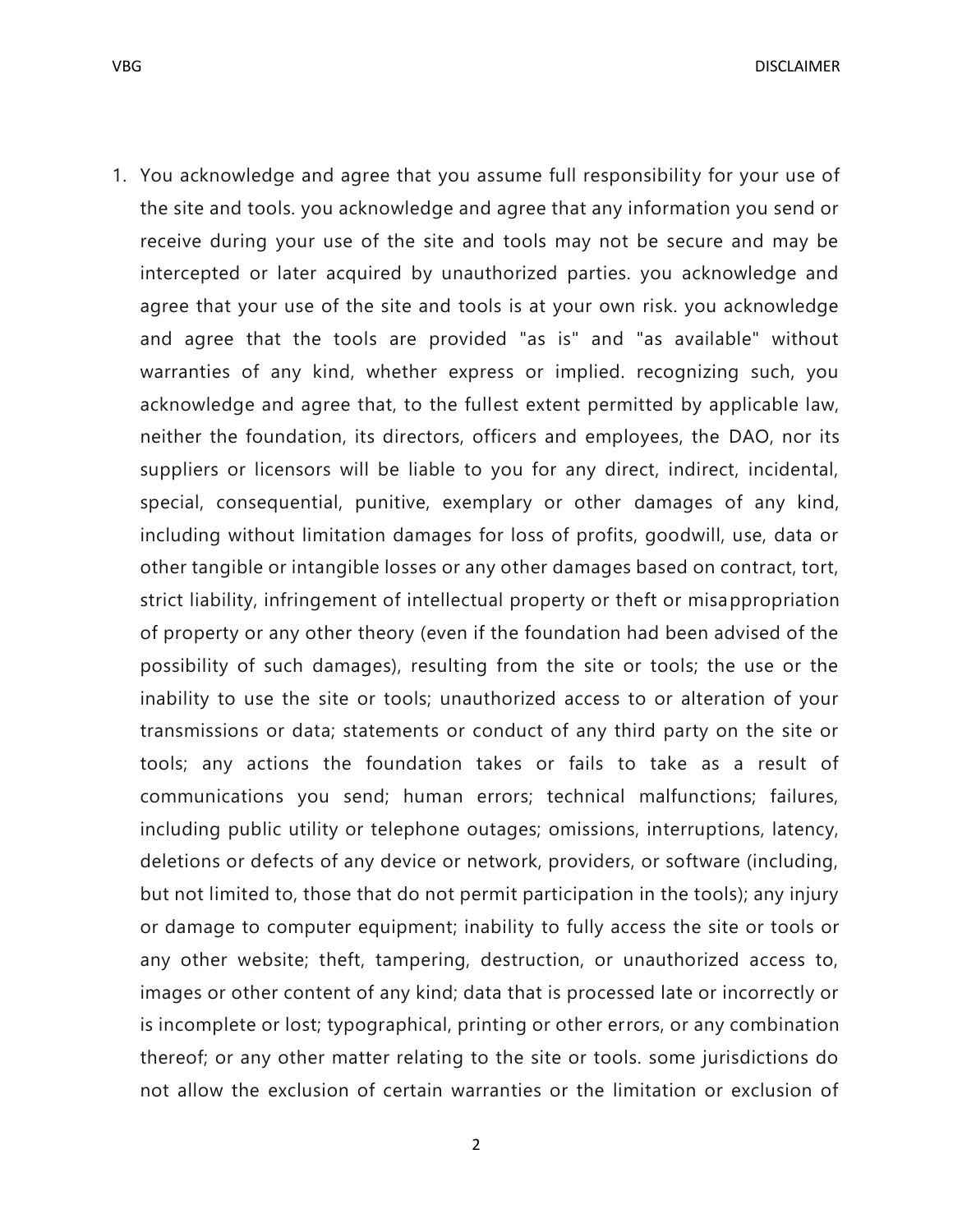1. You acknowledge and agree that you assume full responsibility for your use of the site and tools. you acknowledge and agree that any information you send or receive during your use of the site and tools may not be secure and may be intercepted or later acquired by unauthorized parties. you acknowledge and agree that your use of the site and tools is at your own risk. you acknowledge and agree that the tools are provided "as is" and "as available" without warranties of any kind, whether express or implied. recognizing such, you acknowledge and agree that, to the fullest extent permitted by applicable law, neither the foundation, its directors, officers and employees, the DAO, nor its suppliers or licensors will be liable to you for any direct, indirect, incidental, special, consequential, punitive, exemplary or other damages of any kind, including without limitation damages for loss of profits, goodwill, use, data or other tangible or intangible losses or any other damages based on contract, tort, strict liability, infringement of intellectual property or theft or misappropriation of property or any other theory (even if the foundation had been advised of the possibility of such damages), resulting from the site or tools; the use or the inability to use the site or tools; unauthorized access to or alteration of your transmissions or data; statements or conduct of any third party on the site or tools; any actions the foundation takes or fails to take as a result of communications you send; human errors; technical malfunctions; failures, including public utility or telephone outages; omissions, interruptions, latency, deletions or defects of any device or network, providers, or software (including, but not limited to, those that do not permit participation in the tools); any injury or damage to computer equipment; inability to fully access the site or tools or any other website; theft, tampering, destruction, or unauthorized access to, images or other content of any kind; data that is processed late or incorrectly or is incomplete or lost; typographical, printing or other errors, or any combination thereof; or any other matter relating to the site or tools. some jurisdictions do not allow the exclusion of certain warranties or the limitation or exclusion of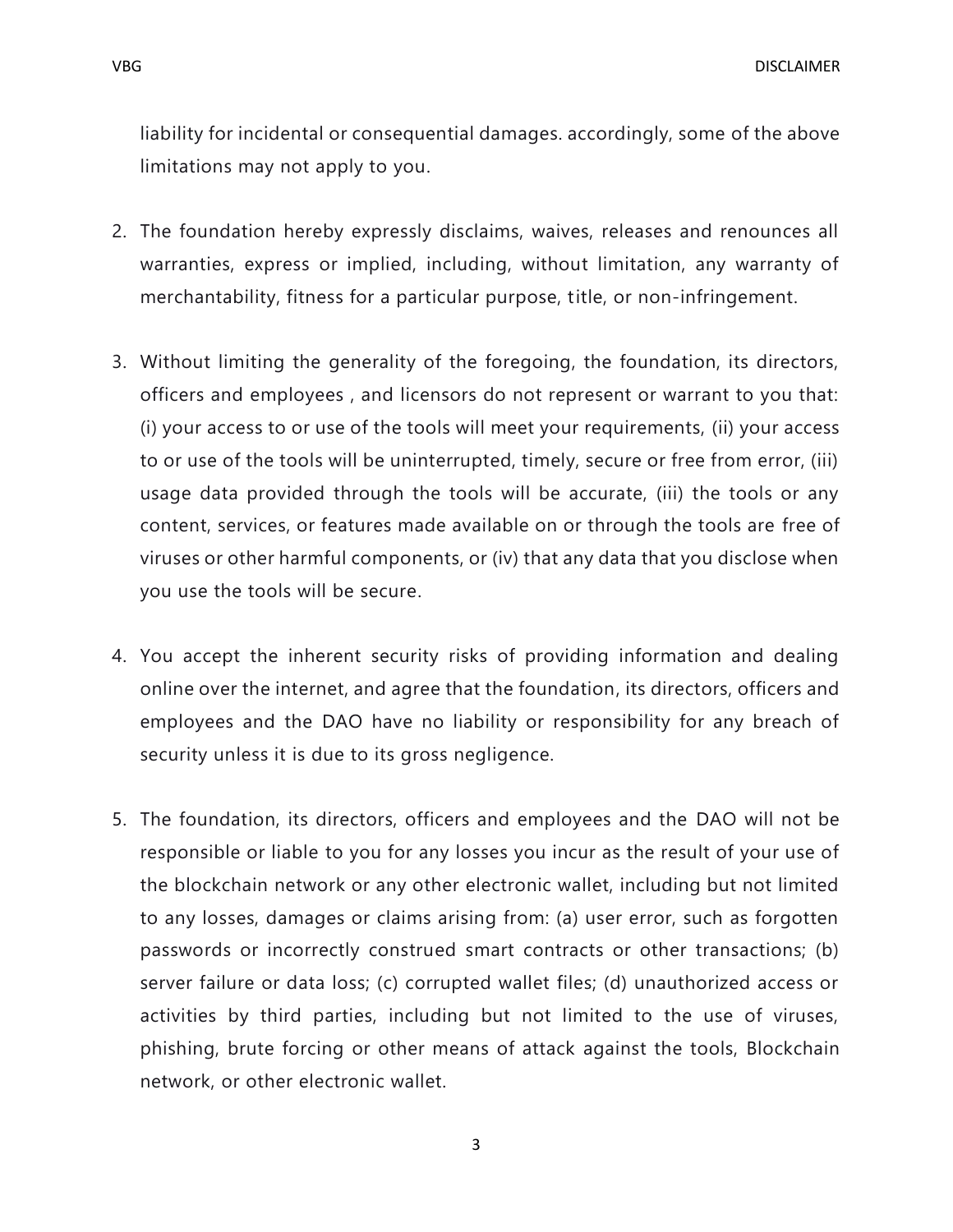liability for incidental or consequential damages. accordingly, some of the above limitations may not apply to you.

2. The foundation hereby expressly disclaims, waives, releases and renounces all warranties, express or implied, including, without limitation, any warranty of merchantability, fitness for a particular purpose, title, or non-infringement.

3. Without limiting the generality of the foregoing, the foundation, its directors, officers and employees , and licensors do not represent or warrant to you that: (i) your access to or use of the tools will meet your requirements, (ii) your access to or use of the tools will be uninterrupted, timely, secure or free from error, (iii) usage data provided through the tools will be accurate, (iii) the tools or any content, services, or features made available on or through the tools are free of viruses or other harmful components, or (iv) that any data that you disclose when you use the tools will be secure.

4. You accept the inherent security risks of providing information and dealing online over the internet, and agree that the foundation, its directors, officers and employees and the DAO have no liability or responsibility for any breach of security unless it is due to its gross negligence.

5. The foundation, its directors, officers and employees and the DAO will not be responsible or liable to you for any losses you incur as the result of your use of the blockchain network or any other electronic wallet, including but not limited to any losses, damages or claims arising from: (a) user error, such as forgotten passwords or incorrectly construed smart contracts or other transactions; (b) server failure or data loss; (c) corrupted wallet files; (d) unauthorized access or activities by third parties, including but not limited to the use of viruses, phishing, brute forcing or other means of attack against the tools, Blockchain network, or other electronic wallet.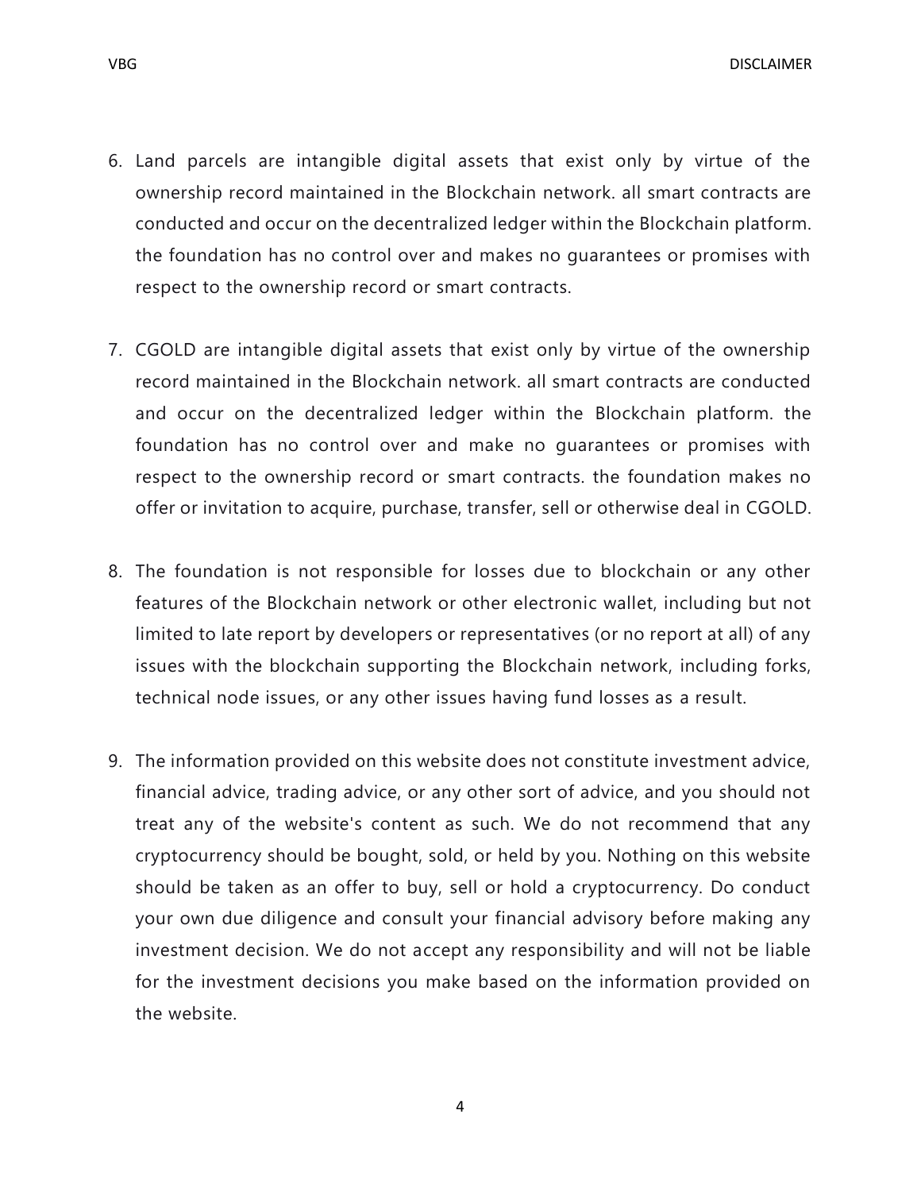6. Land parcels are intangible digital assets that exist only by virtue of the ownership record maintained in the Blockchain network. all smart contracts are conducted and occur on the decentralized ledger within the Blockchain platform. the foundation has no control over and makes no guarantees or promises with respect to the ownership record or smart contracts.

7. CGOLD are intangible digital assets that exist only by virtue of the ownership record maintained in the Blockchain network. all smart contracts are conducted and occur on the decentralized ledger within the Blockchain platform. the foundation has no control over and make no guarantees or promises with respect to the ownership record or smart contracts. the foundation makes no offer or invitation to acquire, purchase, transfer, sell or otherwise deal in CGOLD.

8. The foundation is not responsible for losses due to blockchain or any other features of the Blockchain network or other electronic wallet, including but not limited to late report by developers or representatives (or no report at all) of any issues with the blockchain supporting the Blockchain network, including forks, technical node issues, or any other issues having fund losses as a result.

9. The information provided on this website does not constitute investment advice, financial advice, trading advice, or any other sort of advice, and you should not treat any of the website's content as such. We do not recommend that any cryptocurrency should be bought, sold, or held by you. Nothing on this website should be taken as an offer to buy, sell or hold a cryptocurrency. Do conduct your own due diligence and consult your financial advisory before making any investment decision. We do not accept any responsibility and will not be liable for the investment decisions you make based on the information provided on the website.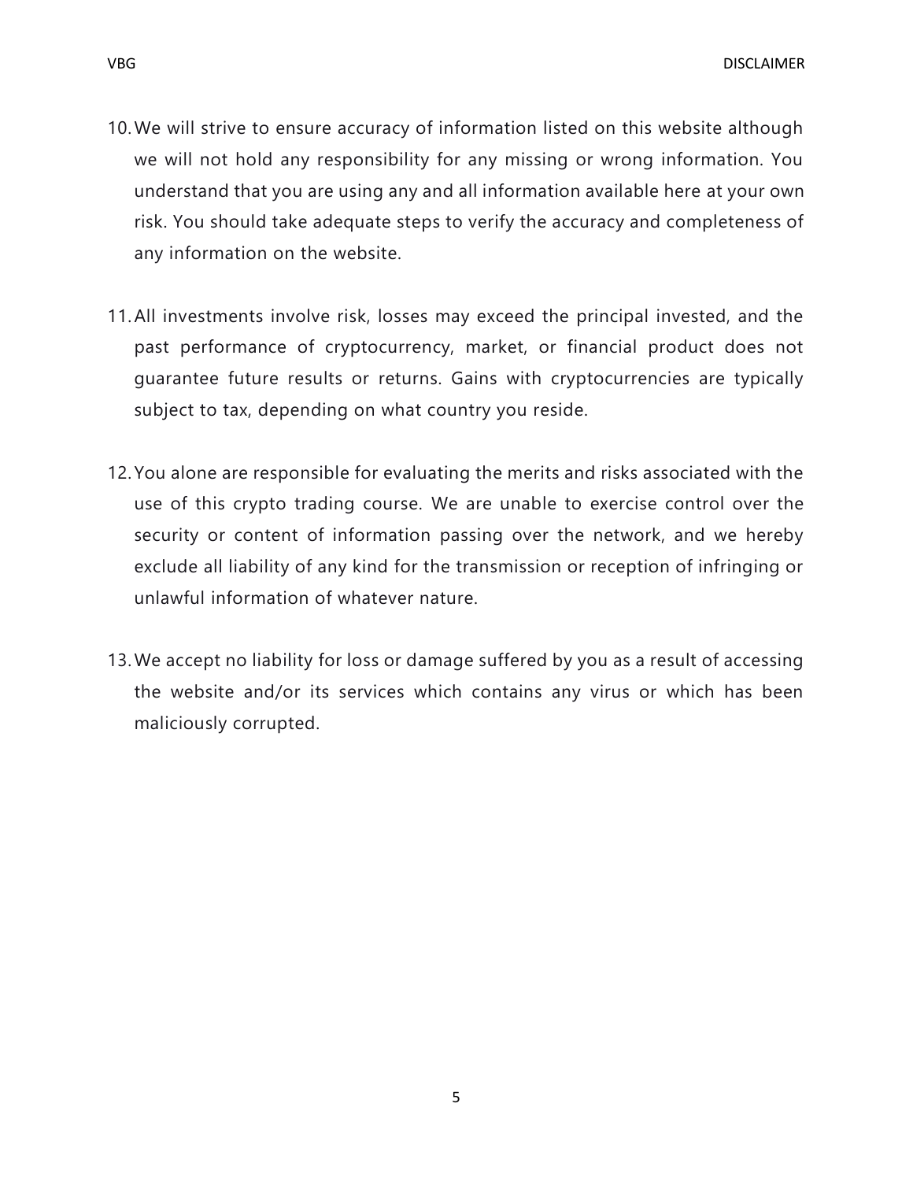10. We will strive to ensure accuracy of information listed on this website although we will not hold any responsibility for any missing or wrong information. You understand that you are using any and all information available here at your own risk. You should take adequate steps to verify the accuracy and completeness of any information on the website.

11. All investments involve risk, losses may exceed the principal invested, and the past performance of cryptocurrency, market, or financial product does not guarantee future results or returns. Gains with cryptocurrencies are typically subject to tax, depending on what country you reside.

12. You alone are responsible for evaluating the merits and risks associated with the use of this crypto trading course. We are unable to exercise control over the security or content of information passing over the network, and we hereby exclude all liability of any kind for the transmission or reception of infringing or unlawful information of whatever nature.

13. We accept no liability for loss or damage suffered by you as a result of accessing the website and/or its services which contains any virus or which has been maliciously corrupted.